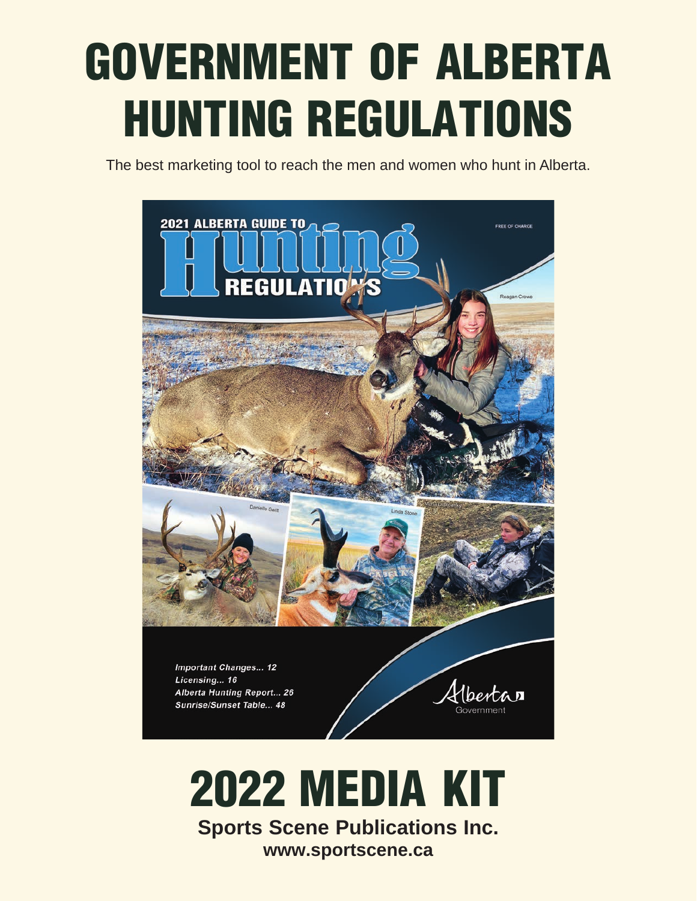# GOVERNMENT OF ALBERTA HUNTING REGULATIONS

The best marketing tool to reach the men and women who hunt in Alberta.

# 2022 MEDIA KIT

**Sports Scene Publications Inc.**

**www.sportscene.ca**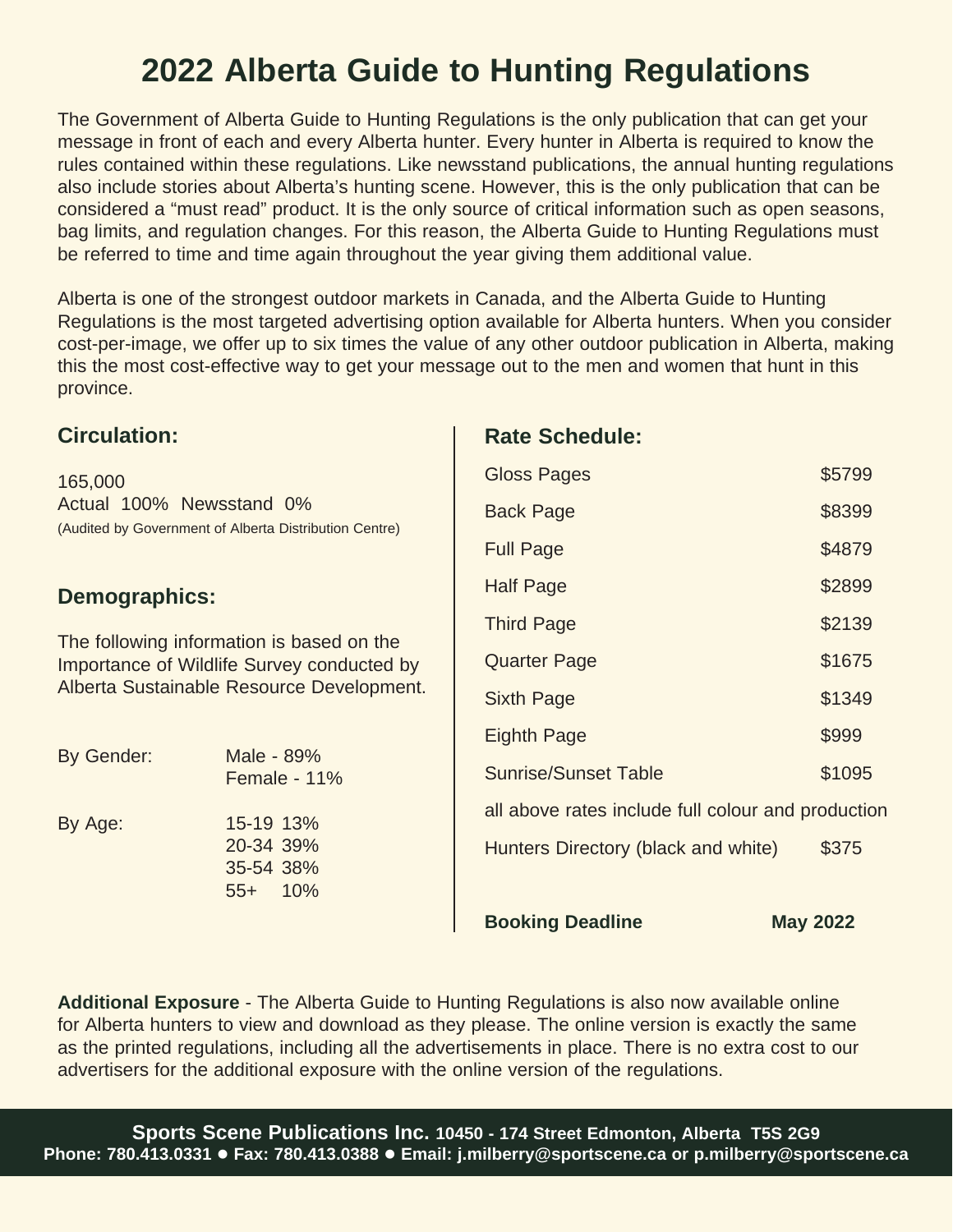# 2022 Alberta Guide to Hunting Regulations

The Government of Alberta Guide to Hunting Regulations is the only publication that can get your message in front of each and every Alberta hunter. Every hunter in Alberta is required to know the rules contained within these regulations. Like newsstand publications, the annual hunting regulations also include stories about Alberta's hunting scene. However, this is the only publication that can be considered a "must read" product. It is the only source of critical information such as open seasons, bag limits, and regulation changes. For this reason, the Alberta Guide to Hunting Regulations must be referred to time and time again throughout the year giving them additional value.

Alberta is one of the strongest outdoor markets in Canada, and the Alberta Guide to Hunting Regulations is the most targeted advertising option available for Alberta hunters. When you consider cost-per-image, we offer up to six times the value of any other outdoor publication in Alberta, making this the most cost-effective way to get your message out to the men and women that hunt in this province.

## Circulation:

165,000
Actual 100% Newsstand 0%
(Audited by Government of Alberta Distribution Centre)

## Demographics:

The following information is based on the Importance of Wildlife Survey conducted by Alberta Sustainable Resource Development.

| | |
|---|---|
| By Gender: | Male - 89% |
| | Female - 11% |
| By Age: | 15-19 13% |
| | 20-34 39% |
| | 35-54 38% |
| | 55+ 10% |

## Rate Schedule:

| | |
|---|---|
| Gloss Pages | $5799 |
| Back Page | $8399 |
| Full Page | $4879 |
| Half Page | $2899 |
| Third Page | $2139 |
| Quarter Page | $1675 |
| Sixth Page | $1349 |
| Eighth Page | $999 |
| Sunrise/Sunset Table | $1095 |

all above rates include full colour and production

| | |
|---|---|
| Hunters Directory (black and white) | $375 |

**Booking Deadline** **May 2022**

**Additional Exposure** - The Alberta Guide to Hunting Regulations is also now available online for Alberta hunters to view and download as they please. The online version is exactly the same as the printed regulations, including all the advertisements in place. There is no extra cost to our advertisers for the additional exposure with the online version of the regulations.

**Sports Scene Publications Inc.** **10450 - 174 Street Edmonton, Alberta T5S 2G9**
**Phone: 780.413.0331 ● Fax: 780.413.0388 ● Email: j.milberry@sportscene.ca or p.milberry@sportscene.ca**